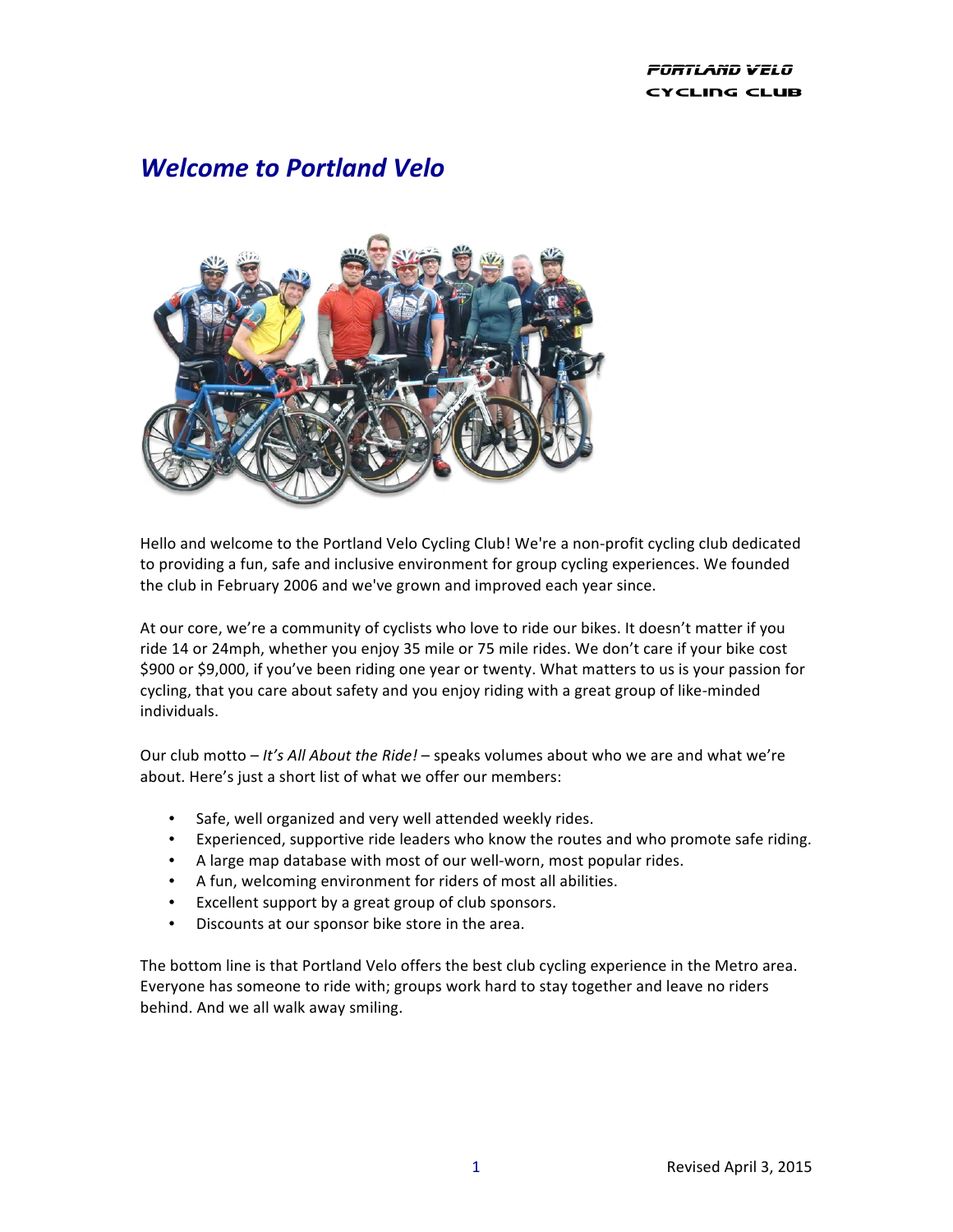# Welcome to Portland Velo

Hello and welcome to the Portland Velo Cycling Club! We're a non-profit cycling club dedicated to providing a fun, safe and inclusive environment for group cycling experiences. We founded the club in February 2006 and we've grown and improved each year since.

At our core, we're a community of cyclists who love to ride our bikes. It doesn't matter if you ride 14 or 24mph, whether you enjoy 35 mile or 75 mile rides. We don't care if your bike cost $900 or $9,000, if you've been riding one year or twenty. What matters to us is your passion for cycling, that you care about safety and you enjoy riding with a great group of like-minded individuals.

Our club motto – *It's All About the Ride!* – speaks volumes about who we are and what we're about. Here's just a short list of what we offer our members:

- Safe, well organized and very well attended weekly rides.
- Experienced, supportive ride leaders who know the routes and who promote safe riding.
- A large map database with most of our well-worn, most popular rides.
- A fun, welcoming environment for riders of most all abilities.
- Excellent support by a great group of club sponsors.
- Discounts at our sponsor bike store in the area.

The bottom line is that Portland Velo offers the best club cycling experience in the Metro area. Everyone has someone to ride with; groups work hard to stay together and leave no riders behind. And we all walk away smiling.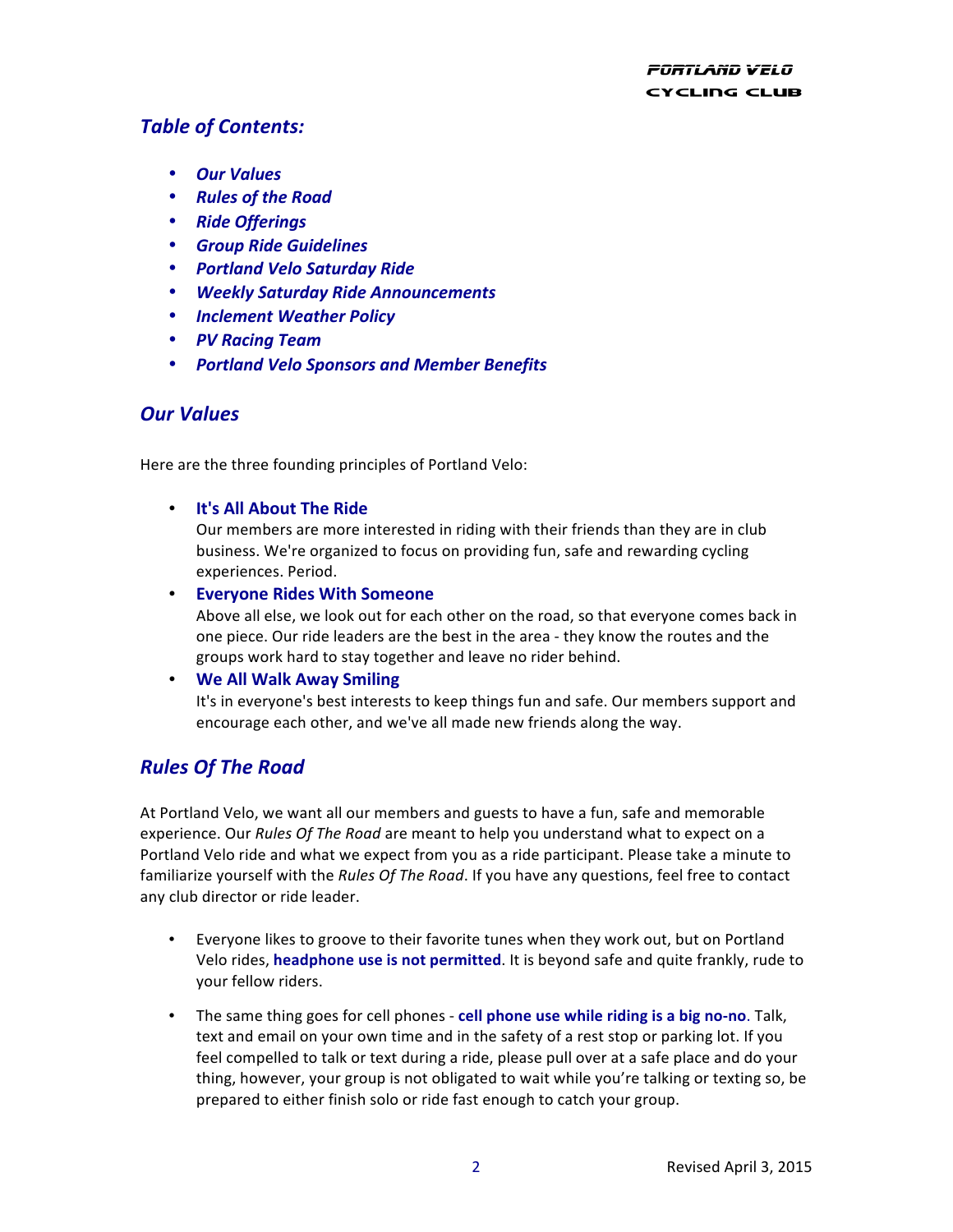## *Table of Contents:*

- ***Our Values***
- ***Rules of the Road***
- ***Ride Offerings***
- ***Group Ride Guidelines***
- ***Portland Velo Saturday Ride***
- ***Weekly Saturday Ride Announcements***
- ***Inclement Weather Policy***
- ***PV Racing Team***
- ***Portland Velo Sponsors and Member Benefits***

## *Our Values*

Here are the three founding principles of Portland Velo:

- **It's All About The Ride**
  Our members are more interested in riding with their friends than they are in club business. We're organized to focus on providing fun, safe and rewarding cycling experiences. Period.
- **Everyone Rides With Someone**
  Above all else, we look out for each other on the road, so that everyone comes back in one piece. Our ride leaders are the best in the area - they know the routes and the groups work hard to stay together and leave no rider behind.
- **We All Walk Away Smiling**
  It's in everyone's best interests to keep things fun and safe. Our members support and encourage each other, and we've all made new friends along the way.

## *Rules Of The Road*

At Portland Velo, we want all our members and guests to have a fun, safe and memorable experience. Our *Rules Of The Road* are meant to help you understand what to expect on a Portland Velo ride and what we expect from you as a ride participant. Please take a minute to familiarize yourself with the *Rules Of The Road*. If you have any questions, feel free to contact any club director or ride leader.

- Everyone likes to groove to their favorite tunes when they work out, but on Portland Velo rides, **headphone use is not permitted**. It is beyond safe and quite frankly, rude to your fellow riders.

- The same thing goes for cell phones - **cell phone use while riding is a big no-no**. Talk, text and email on your own time and in the safety of a rest stop or parking lot. If you feel compelled to talk or text during a ride, please pull over at a safe place and do your thing, however, your group is not obligated to wait while you're talking or texting so, be prepared to either finish solo or ride fast enough to catch your group.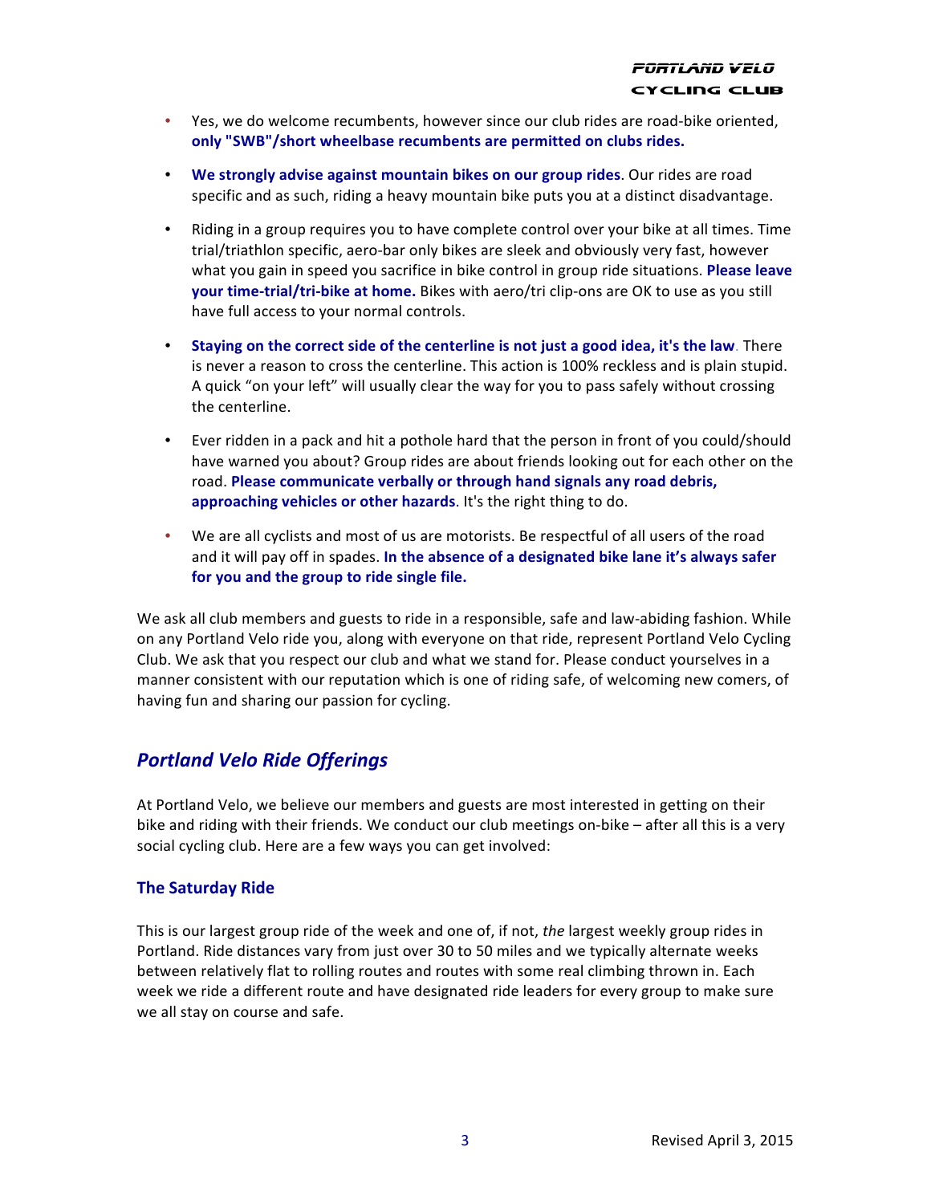- Yes, we do welcome recumbents, however since our club rides are road-bike oriented, **only "SWB"/short wheelbase recumbents are permitted on clubs rides.**

- **We strongly advise against mountain bikes on our group rides**. Our rides are road specific and as such, riding a heavy mountain bike puts you at a distinct disadvantage.

- Riding in a group requires you to have complete control over your bike at all times. Time trial/triathlon specific, aero-bar only bikes are sleek and obviously very fast, however what you gain in speed you sacrifice in bike control in group ride situations. **Please leave your time-trial/tri-bike at home.** Bikes with aero/tri clip-ons are OK to use as you still have full access to your normal controls.

- **Staying on the correct side of the centerline is not just a good idea, it's the law**. There is never a reason to cross the centerline. This action is 100% reckless and is plain stupid. A quick "on your left" will usually clear the way for you to pass safely without crossing the centerline.

- Ever ridden in a pack and hit a pothole hard that the person in front of you could/should have warned you about? Group rides are about friends looking out for each other on the road. **Please communicate verbally or through hand signals any road debris, approaching vehicles or other hazards**. It's the right thing to do.

- We are all cyclists and most of us are motorists. Be respectful of all users of the road and it will pay off in spades. **In the absence of a designated bike lane it's always safer for you and the group to ride single file.**

We ask all club members and guests to ride in a responsible, safe and law-abiding fashion. While on any Portland Velo ride you, along with everyone on that ride, represent Portland Velo Cycling Club. We ask that you respect our club and what we stand for. Please conduct yourselves in a manner consistent with our reputation which is one of riding safe, of welcoming new comers, of having fun and sharing our passion for cycling.

## *Portland Velo Ride Offerings*

At Portland Velo, we believe our members and guests are most interested in getting on their bike and riding with their friends. We conduct our club meetings on-bike – after all this is a very social cycling club. Here are a few ways you can get involved:

### The Saturday Ride

This is our largest group ride of the week and one of, if not, *the* largest weekly group rides in Portland. Ride distances vary from just over 30 to 50 miles and we typically alternate weeks between relatively flat to rolling routes and routes with some real climbing thrown in. Each week we ride a different route and have designated ride leaders for every group to make sure we all stay on course and safe.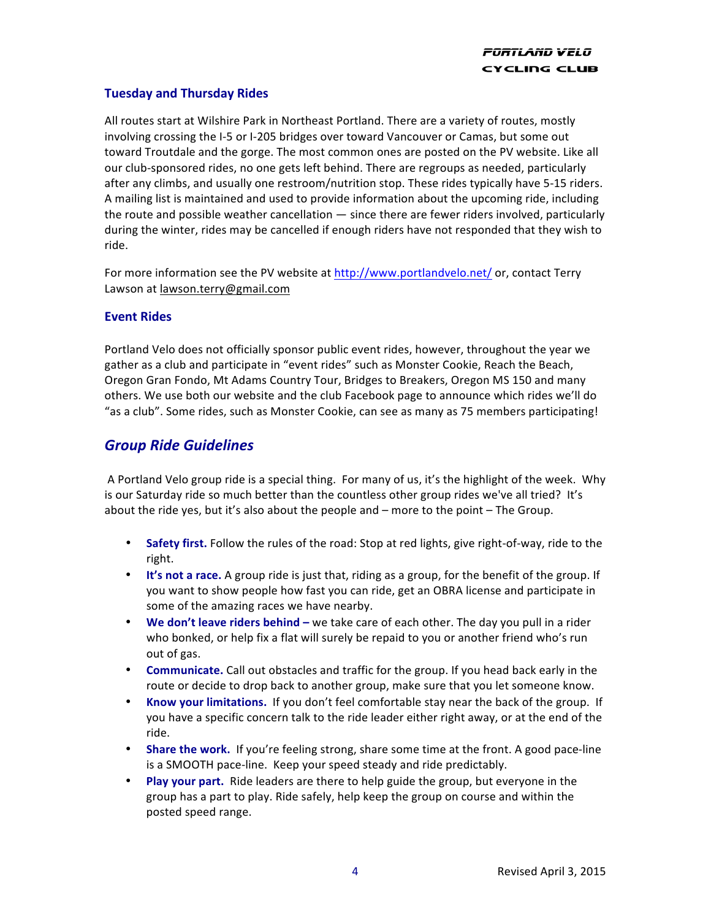### Tuesday and Thursday Rides

All routes start at Wilshire Park in Northeast Portland. There are a variety of routes, mostly involving crossing the I-5 or I-205 bridges over toward Vancouver or Camas, but some out toward Troutdale and the gorge. The most common ones are posted on the PV website. Like all our club-sponsored rides, no one gets left behind. There are regroups as needed, particularly after any climbs, and usually one restroom/nutrition stop. These rides typically have 5-15 riders. A mailing list is maintained and used to provide information about the upcoming ride, including the route and possible weather cancellation — since there are fewer riders involved, particularly during the winter, rides may be cancelled if enough riders have not responded that they wish to ride.

For more information see the PV website at http://www.portlandvelo.net/ or, contact Terry Lawson at lawson.terry@gmail.com

### Event Rides

Portland Velo does not officially sponsor public event rides, however, throughout the year we gather as a club and participate in "event rides" such as Monster Cookie, Reach the Beach, Oregon Gran Fondo, Mt Adams Country Tour, Bridges to Breakers, Oregon MS 150 and many others. We use both our website and the club Facebook page to announce which rides we'll do "as a club". Some rides, such as Monster Cookie, can see as many as 75 members participating!

## *Group Ride Guidelines*

A Portland Velo group ride is a special thing. For many of us, it's the highlight of the week. Why is our Saturday ride so much better than the countless other group rides we've all tried? It's about the ride yes, but it's also about the people and – more to the point – The Group.

- **Safety first.** Follow the rules of the road: Stop at red lights, give right-of-way, ride to the right.
- **It's not a race.** A group ride is just that, riding as a group, for the benefit of the group. If you want to show people how fast you can ride, get an OBRA license and participate in some of the amazing races we have nearby.
- **We don't leave riders behind –** we take care of each other. The day you pull in a rider who bonked, or help fix a flat will surely be repaid to you or another friend who's run out of gas.
- **Communicate.** Call out obstacles and traffic for the group. If you head back early in the route or decide to drop back to another group, make sure that you let someone know.
- **Know your limitations.** If you don't feel comfortable stay near the back of the group. If you have a specific concern talk to the ride leader either right away, or at the end of the ride.
- **Share the work.** If you're feeling strong, share some time at the front. A good pace-line is a SMOOTH pace-line. Keep your speed steady and ride predictably.
- **Play your part.** Ride leaders are there to help guide the group, but everyone in the group has a part to play. Ride safely, help keep the group on course and within the posted speed range.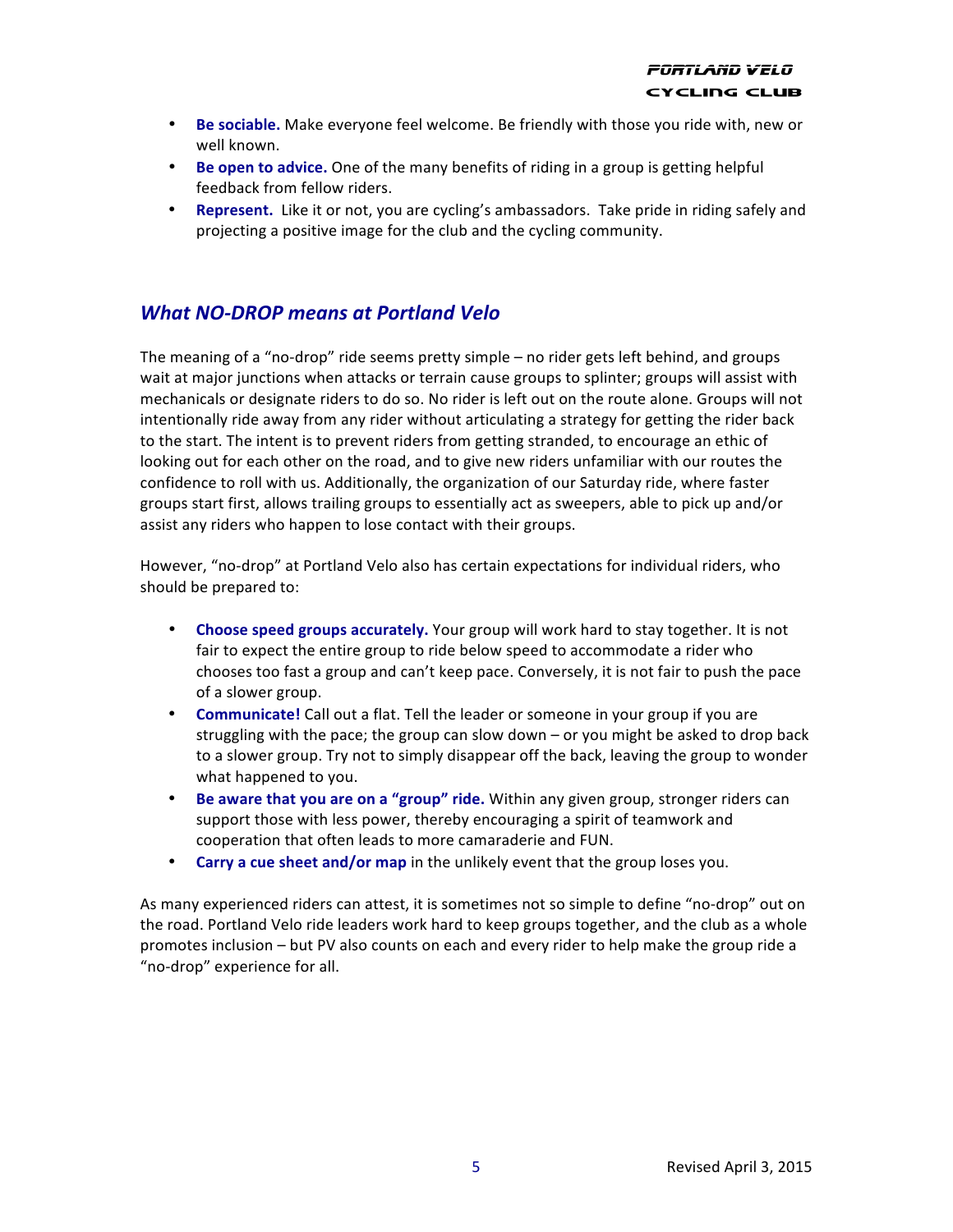- **Be sociable.** Make everyone feel welcome. Be friendly with those you ride with, new or well known.
- **Be open to advice.** One of the many benefits of riding in a group is getting helpful feedback from fellow riders.
- **Represent.** Like it or not, you are cycling's ambassadors. Take pride in riding safely and projecting a positive image for the club and the cycling community.

## *What NO-DROP means at Portland Velo*

The meaning of a "no-drop" ride seems pretty simple – no rider gets left behind, and groups wait at major junctions when attacks or terrain cause groups to splinter; groups will assist with mechanicals or designate riders to do so. No rider is left out on the route alone. Groups will not intentionally ride away from any rider without articulating a strategy for getting the rider back to the start. The intent is to prevent riders from getting stranded, to encourage an ethic of looking out for each other on the road, and to give new riders unfamiliar with our routes the confidence to roll with us. Additionally, the organization of our Saturday ride, where faster groups start first, allows trailing groups to essentially act as sweepers, able to pick up and/or assist any riders who happen to lose contact with their groups.

However, "no-drop" at Portland Velo also has certain expectations for individual riders, who should be prepared to:

- **Choose speed groups accurately.** Your group will work hard to stay together. It is not fair to expect the entire group to ride below speed to accommodate a rider who chooses too fast a group and can't keep pace. Conversely, it is not fair to push the pace of a slower group.
- **Communicate!** Call out a flat. Tell the leader or someone in your group if you are struggling with the pace; the group can slow down – or you might be asked to drop back to a slower group. Try not to simply disappear off the back, leaving the group to wonder what happened to you.
- **Be aware that you are on a "group" ride.** Within any given group, stronger riders can support those with less power, thereby encouraging a spirit of teamwork and cooperation that often leads to more camaraderie and FUN.
- **Carry a cue sheet and/or map** in the unlikely event that the group loses you.

As many experienced riders can attest, it is sometimes not so simple to define "no-drop" out on the road. Portland Velo ride leaders work hard to keep groups together, and the club as a whole promotes inclusion – but PV also counts on each and every rider to help make the group ride a "no-drop" experience for all.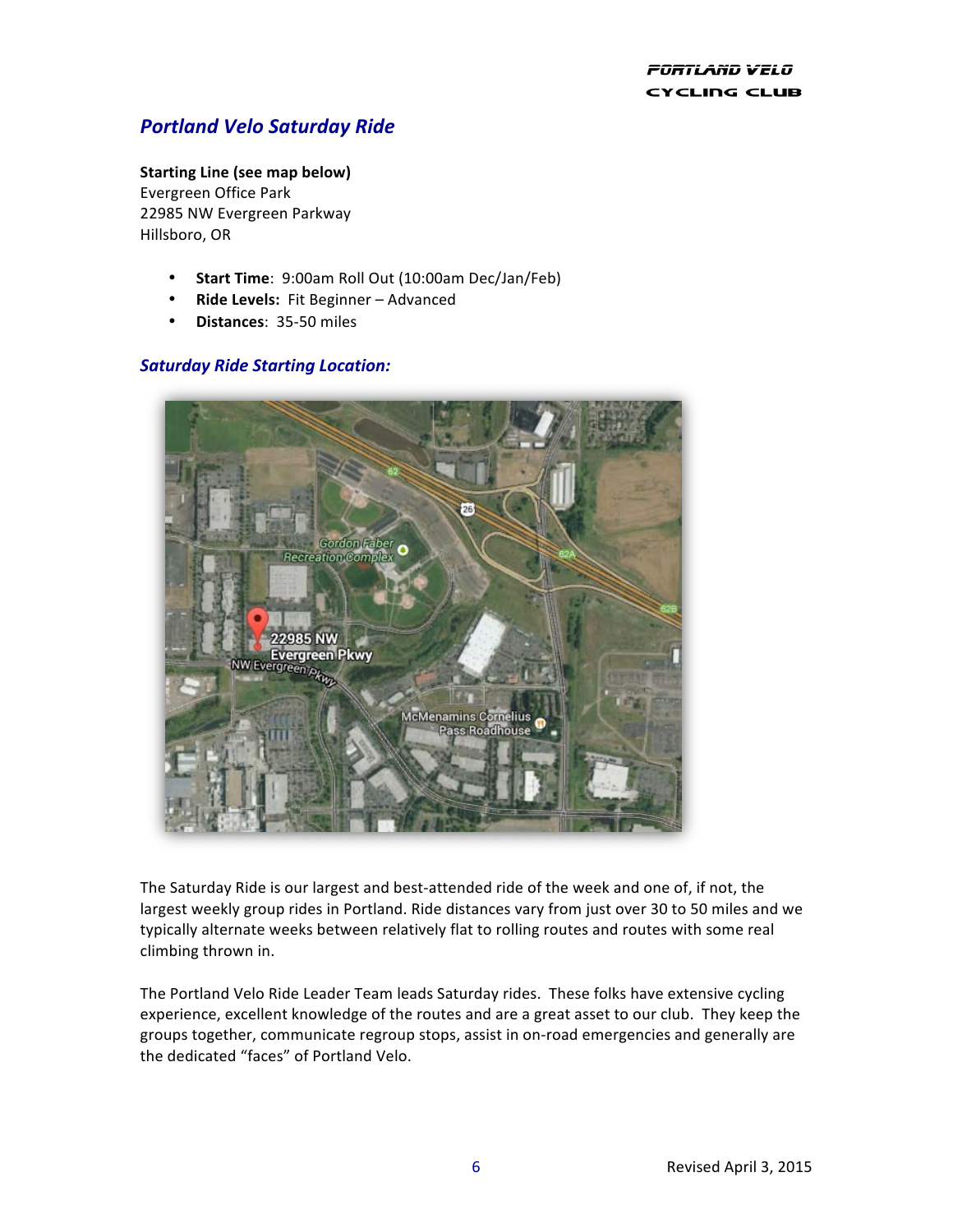## Portland Velo Saturday Ride

**Starting Line (see map below)**
Evergreen Office Park
22985 NW Evergreen Parkway
Hillsboro, OR

- **Start Time**: 9:00am Roll Out (10:00am Dec/Jan/Feb)
- **Ride Levels:** Fit Beginner – Advanced
- **Distances**: 35-50 miles

### Saturday Ride Starting Location:

The Saturday Ride is our largest and best-attended ride of the week and one of, if not, the largest weekly group rides in Portland. Ride distances vary from just over 30 to 50 miles and we typically alternate weeks between relatively flat to rolling routes and routes with some real climbing thrown in.

The Portland Velo Ride Leader Team leads Saturday rides. These folks have extensive cycling experience, excellent knowledge of the routes and are a great asset to our club. They keep the groups together, communicate regroup stops, assist in on-road emergencies and generally are the dedicated "faces" of Portland Velo.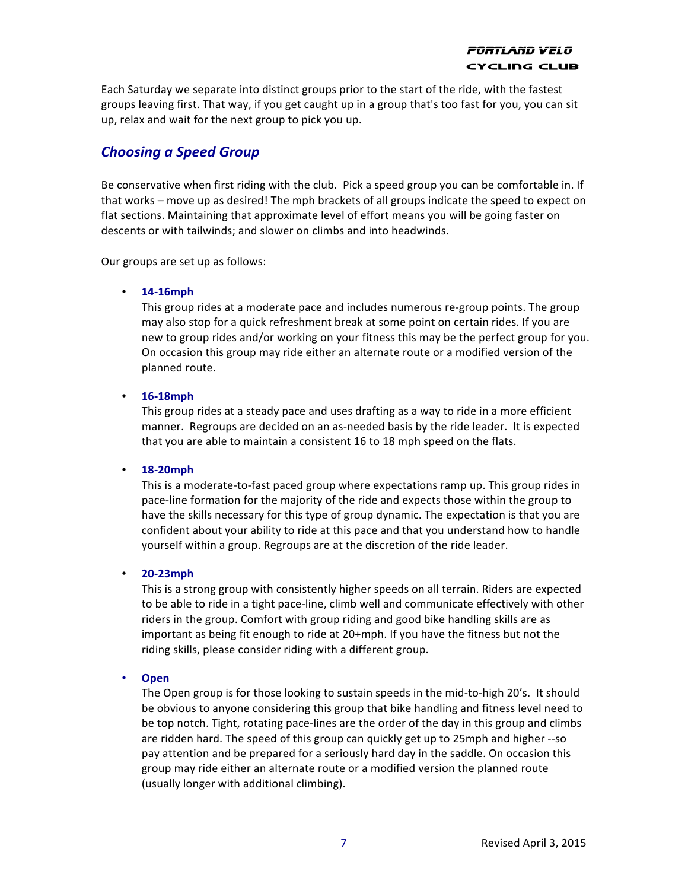Each Saturday we separate into distinct groups prior to the start of the ride, with the fastest groups leaving first. That way, if you get caught up in a group that's too fast for you, you can sit up, relax and wait for the next group to pick you up.

## *Choosing a Speed Group*

Be conservative when first riding with the club. Pick a speed group you can be comfortable in. If that works – move up as desired! The mph brackets of all groups indicate the speed to expect on flat sections. Maintaining that approximate level of effort means you will be going faster on descents or with tailwinds; and slower on climbs and into headwinds.

Our groups are set up as follows:

- **14-16mph**
  This group rides at a moderate pace and includes numerous re-group points. The group may also stop for a quick refreshment break at some point on certain rides. If you are new to group rides and/or working on your fitness this may be the perfect group for you. On occasion this group may ride either an alternate route or a modified version of the planned route.

- **16-18mph**
  This group rides at a steady pace and uses drafting as a way to ride in a more efficient manner. Regroups are decided on an as-needed basis by the ride leader. It is expected that you are able to maintain a consistent 16 to 18 mph speed on the flats.

- **18-20mph**
  This is a moderate-to-fast paced group where expectations ramp up. This group rides in pace-line formation for the majority of the ride and expects those within the group to have the skills necessary for this type of group dynamic. The expectation is that you are confident about your ability to ride at this pace and that you understand how to handle yourself within a group. Regroups are at the discretion of the ride leader.

- **20-23mph**
  This is a strong group with consistently higher speeds on all terrain. Riders are expected to be able to ride in a tight pace-line, climb well and communicate effectively with other riders in the group. Comfort with group riding and good bike handling skills are as important as being fit enough to ride at 20+mph. If you have the fitness but not the riding skills, please consider riding with a different group.

- **Open**
  The Open group is for those looking to sustain speeds in the mid-to-high 20's. It should be obvious to anyone considering this group that bike handling and fitness level need to be top notch. Tight, rotating pace-lines are the order of the day in this group and climbs are ridden hard. The speed of this group can quickly get up to 25mph and higher --so pay attention and be prepared for a seriously hard day in the saddle. On occasion this group may ride either an alternate route or a modified version the planned route (usually longer with additional climbing).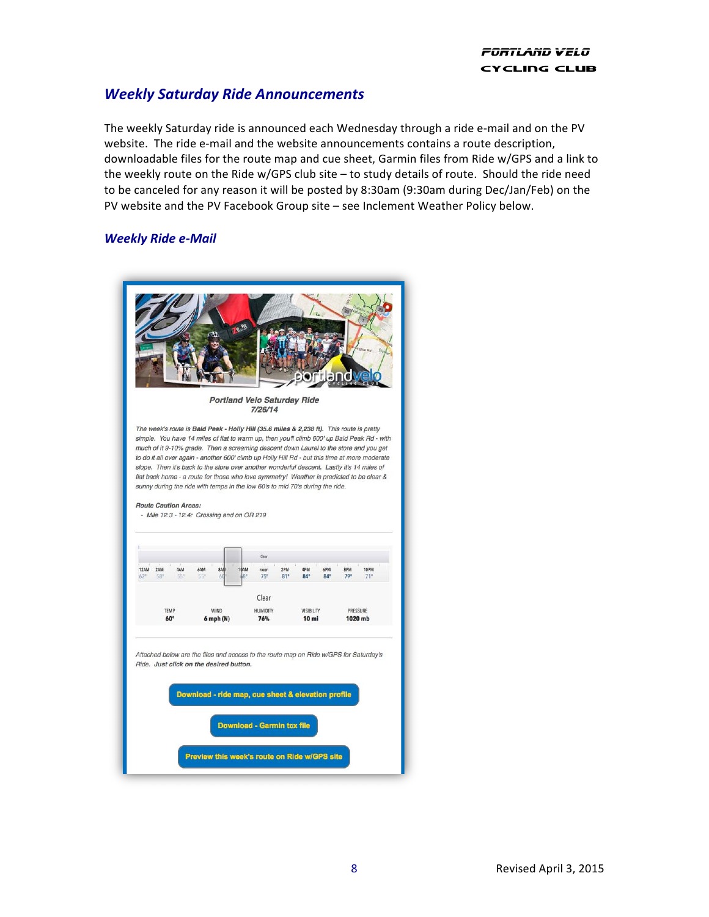## Weekly Saturday Ride Announcements

The weekly Saturday ride is announced each Wednesday through a ride e-mail and on the PV website. The ride e-mail and the website announcements contains a route description, downloadable files for the route map and cue sheet, Garmin files from Ride w/GPS and a link to the weekly route on the Ride w/GPS club site – to study details of route. Should the ride need to be canceled for any reason it will be posted by 8:30am (9:30am during Dec/Jan/Feb) on the PV website and the PV Facebook Group site – see Inclement Weather Policy below.

### Weekly Ride e-Mail

**Portland Velo Saturday Ride**
**7/26/14**

*The week's route is* ***Bald Peak - Holly Hill (35.6 miles & 2,238 ft).*** *This route is pretty simple. You have 14 miles of flat to warm up, then you'll climb 600' up Bald Peak Rd - with much of it 9-10% grade. Then a screaming descent down Laurel to the store and you get to do it all over again - another 600' climb up Holly Hill Rd - but this time at more moderate slope. Then it's back to the store over another wonderful descent. Lastly it's 14 miles of flat back home - a route for those who love symmetry! Weather is predicted to be clear & sunny during the ride with temps in the low 60's to mid 70's during the ride.*

***Route Caution Areas:***

- *Mile 12.3 - 12.4: Crossing and on OR 219*

| 12AM | 2AM | 4AM | 6AM | 8AM | 10AM | noon | 2PM | 4PM | 6PM | 8PM | 10PM |
|---|---|---|---|---|---|---|---|---|---|---|---|
| 62° | 58° | 55° | 55° | 60° | 68° | 75° | 81° | 84° | 84° | 79° | 71° |

Clear

| TEMP | WIND | HUMIDITY | VISIBILITY | PRESSURE |
|---|---|---|---|---|
| 60° | 6 mph (N) | 76% | 10 mi | 1020 mb |

*Attached below are the files and access to the route map on Ride w/GPS for Saturday's Ride.* ***Just click on the desired button.***

**Download - ride map, cue sheet & elevation profile**

**Download - Garmin tcx file**

**Preview this week's route on Ride w/GPS site**

Revised April 3, 2015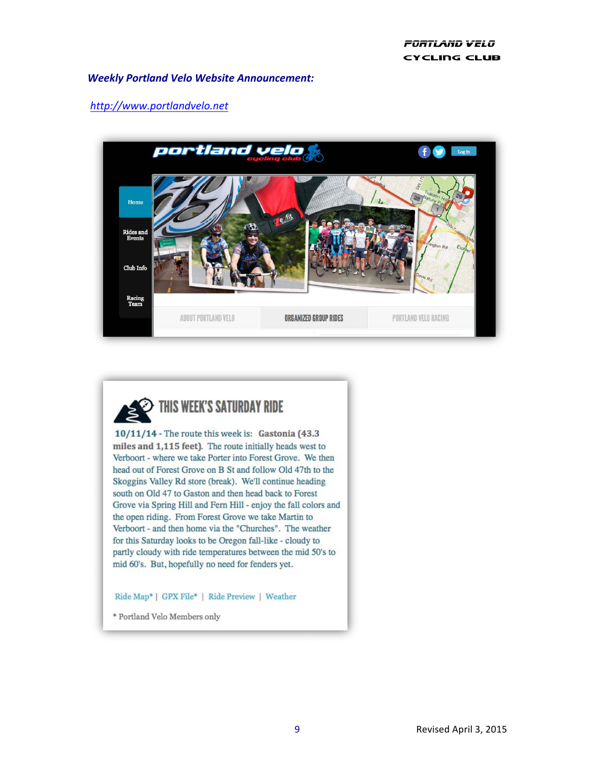***Weekly Portland Velo Website Announcement:***

*http://www.portlandvelo.net*

Home

Rides and Events

Club Info

Racing Team

ABOUT PORTLAND VELO | ORGANIZED GROUP RIDES | PORTLAND VELO RACING

## THIS WEEK'S SATURDAY RIDE

**10/11/14** - The route this week is: **Gastonia (43.3 miles and 1,115 feet)**. The route initially heads west to Verboort - where we take Porter into Forest Grove. We then head out of Forest Grove on B St and follow Old 47th to the Skoggins Valley Rd store (break). We'll continue heading south on Old 47 to Gaston and then head back to Forest Grove via Spring Hill and Fern Hill - enjoy the fall colors and the open riding. From Forest Grove we take Martin to Verboort - and then home via the "Churches". The weather for this Saturday looks to be Oregon fall-like - cloudy to partly cloudy with ride temperatures between the mid 50's to mid 60's. But, hopefully no need for fenders yet.

Ride Map* | GPX File* | Ride Preview | Weather

* Portland Velo Members only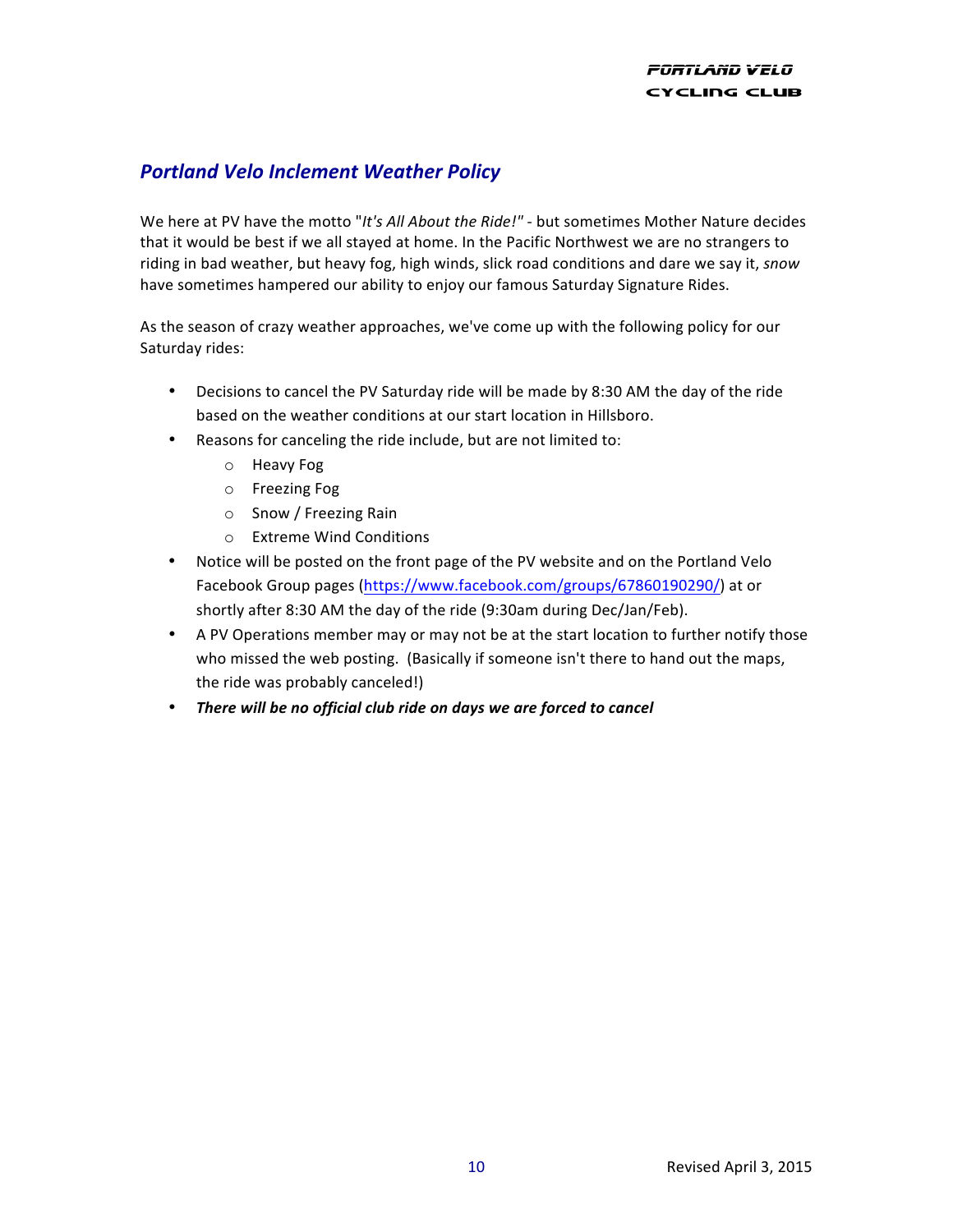## *Portland Velo Inclement Weather Policy*

We here at PV have the motto "*It's All About the Ride!"* - but sometimes Mother Nature decides that it would be best if we all stayed at home. In the Pacific Northwest we are no strangers to riding in bad weather, but heavy fog, high winds, slick road conditions and dare we say it, *snow* have sometimes hampered our ability to enjoy our famous Saturday Signature Rides.

As the season of crazy weather approaches, we've come up with the following policy for our Saturday rides:

- Decisions to cancel the PV Saturday ride will be made by 8:30 AM the day of the ride based on the weather conditions at our start location in Hillsboro.
- Reasons for canceling the ride include, but are not limited to:
  - Heavy Fog
  - Freezing Fog
  - Snow / Freezing Rain
  - Extreme Wind Conditions
- Notice will be posted on the front page of the PV website and on the Portland Velo Facebook Group pages (https://www.facebook.com/groups/67860190290/) at or shortly after 8:30 AM the day of the ride (9:30am during Dec/Jan/Feb).
- A PV Operations member may or may not be at the start location to further notify those who missed the web posting. (Basically if someone isn't there to hand out the maps, the ride was probably canceled!)
- ***There will be no official club ride on days we are forced to cancel***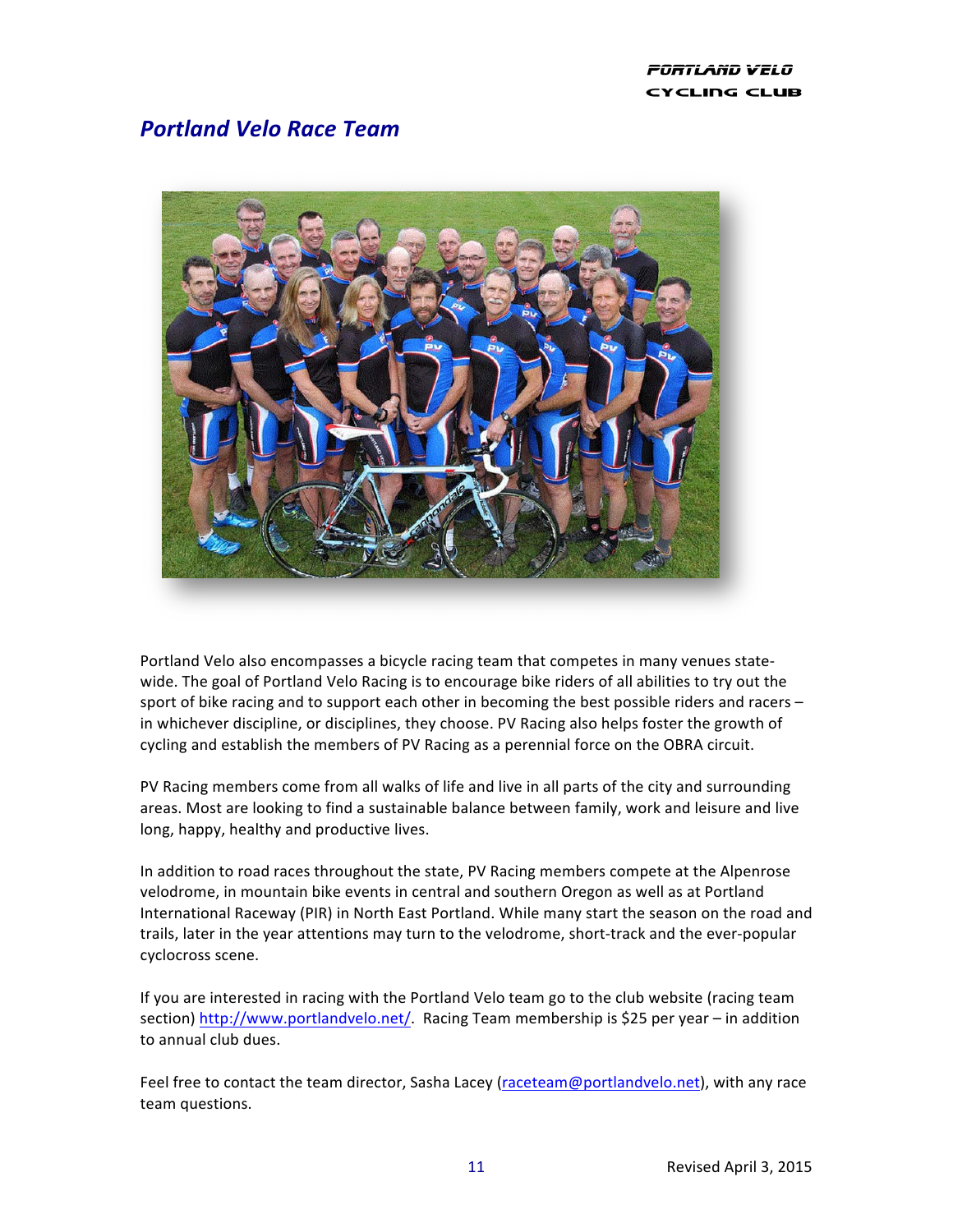## *Portland Velo Race Team*

Portland Velo also encompasses a bicycle racing team that competes in many venues state-wide. The goal of Portland Velo Racing is to encourage bike riders of all abilities to try out the sport of bike racing and to support each other in becoming the best possible riders and racers – in whichever discipline, or disciplines, they choose. PV Racing also helps foster the growth of cycling and establish the members of PV Racing as a perennial force on the OBRA circuit.

PV Racing members come from all walks of life and live in all parts of the city and surrounding areas. Most are looking to find a sustainable balance between family, work and leisure and live long, happy, healthy and productive lives.

In addition to road races throughout the state, PV Racing members compete at the Alpenrose velodrome, in mountain bike events in central and southern Oregon as well as at Portland International Raceway (PIR) in North East Portland. While many start the season on the road and trails, later in the year attentions may turn to the velodrome, short-track and the ever-popular cyclocross scene.

If you are interested in racing with the Portland Velo team go to the club website (racing team section) http://www.portlandvelo.net/. Racing Team membership is $25 per year – in addition to annual club dues.

Feel free to contact the team director, Sasha Lacey (raceteam@portlandvelo.net), with any race team questions.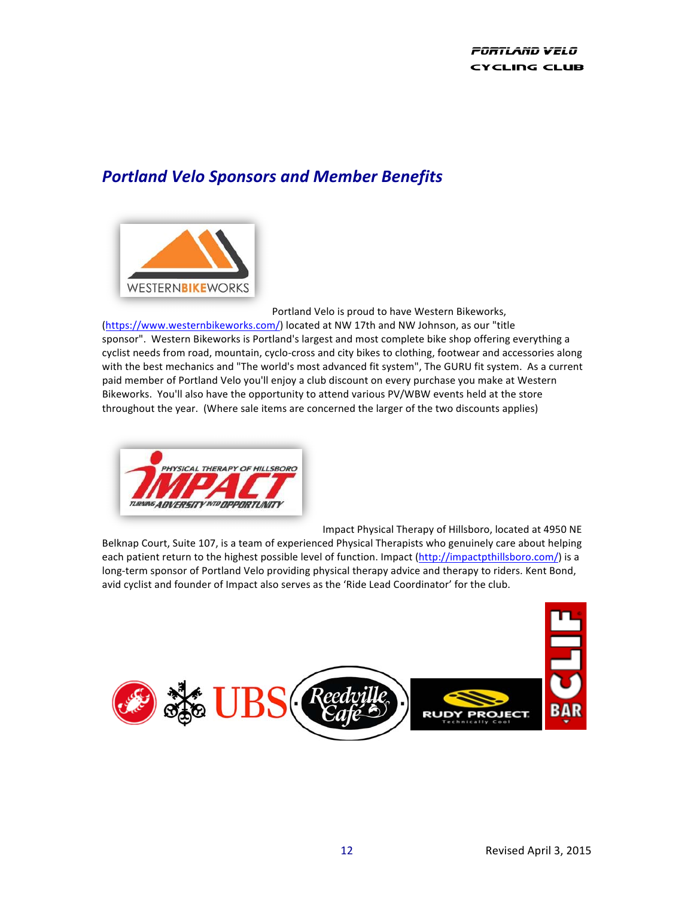## *Portland Velo Sponsors and Member Benefits*

Portland Velo is proud to have Western Bikeworks, (https://www.westernbikeworks.com/) located at NW 17th and NW Johnson, as our "title sponsor". Western Bikeworks is Portland's largest and most complete bike shop offering everything a cyclist needs from road, mountain, cyclo-cross and city bikes to clothing, footwear and accessories along with the best mechanics and "The world's most advanced fit system", The GURU fit system. As a current paid member of Portland Velo you'll enjoy a club discount on every purchase you make at Western Bikeworks. You'll also have the opportunity to attend various PV/WBW events held at the store throughout the year. (Where sale items are concerned the larger of the two discounts applies)

Impact Physical Therapy of Hillsboro, located at 4950 NE Belknap Court, Suite 107, is a team of experienced Physical Therapists who genuinely care about helping each patient return to the highest possible level of function. Impact (http://impactpthillsboro.com/) is a long-term sponsor of Portland Velo providing physical therapy advice and therapy to riders. Kent Bond, avid cyclist and founder of Impact also serves as the 'Ride Lead Coordinator' for the club.